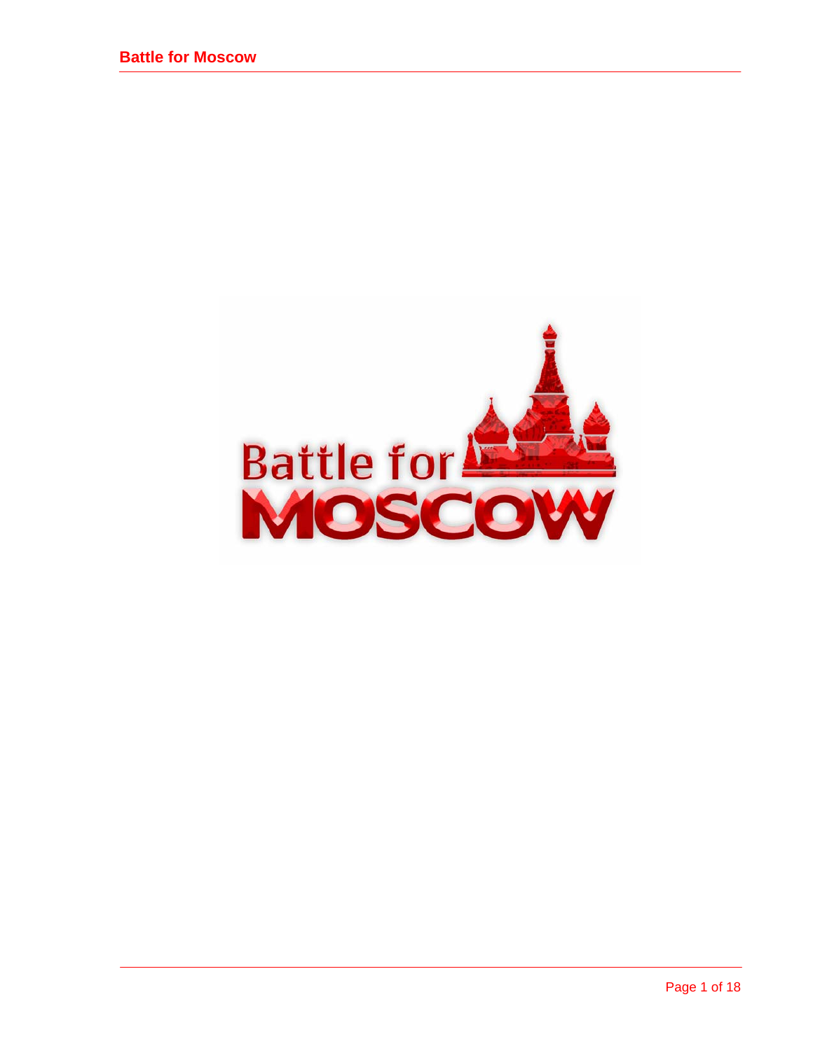# Battle for MOSCOW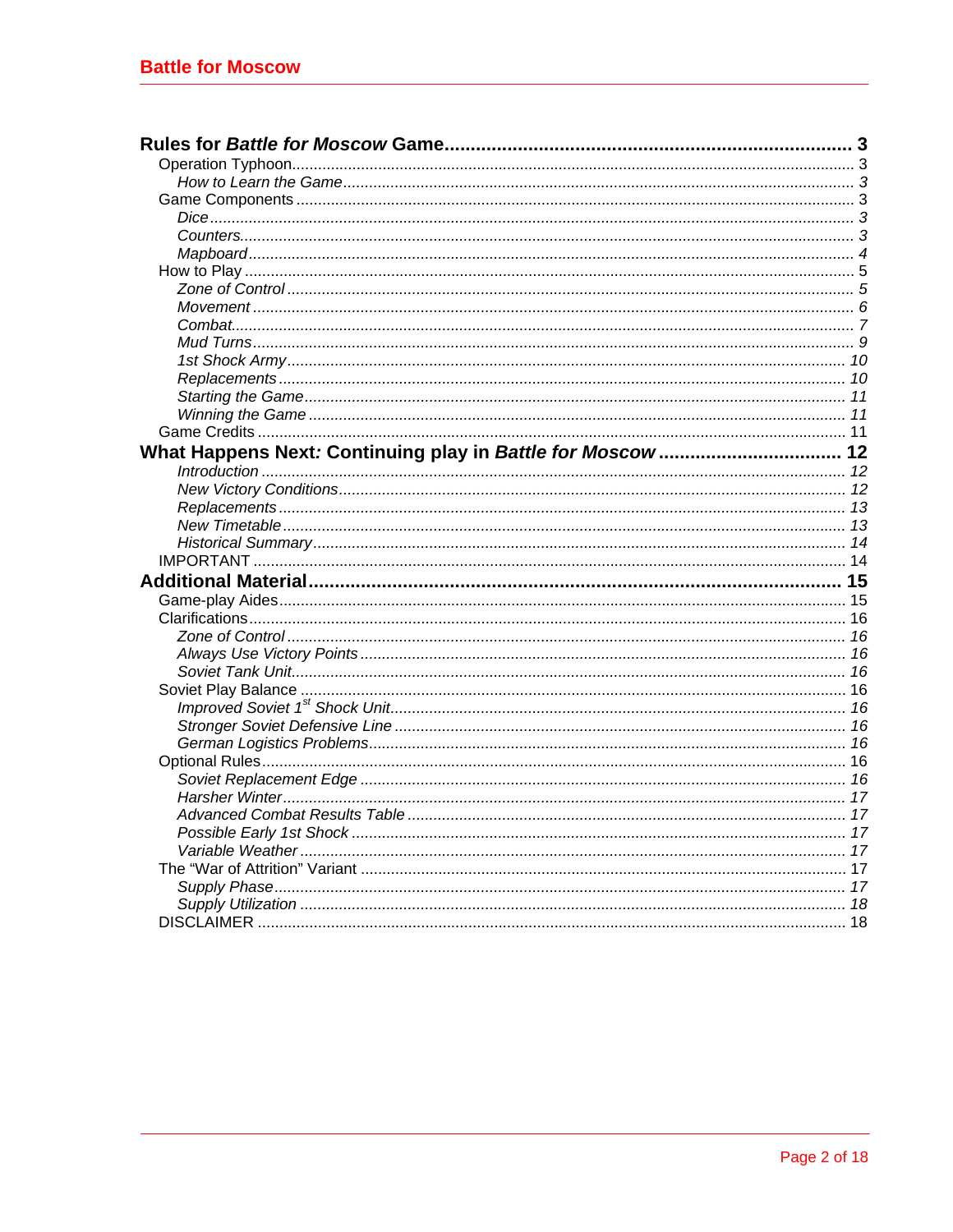**Rules for *Battle for Moscow* Game** .......... 3

- Operation Typhoon .......... 3
    - *How to Learn the Game* .......... *3*
- Game Components .......... 3
    - *Dice* .......... *3*
    - *Counters* .......... *3*
    - *Mapboard* .......... *4*
- How to Play .......... 5
    - *Zone of Control* .......... *5*
    - *Movement* .......... *6*
    - *Combat* .......... *7*
    - *Mud Turns* .......... *9*
    - *1st Shock Army* .......... *10*
    - *Replacements* .......... *10*
    - *Starting the Game* .......... *11*
    - *Winning the Game* .......... *11*
- Game Credits .......... 11

**What Happens Next*: Continuing play in Battle for Moscow*** .......... 12

- *Introduction* .......... *12*
- *New Victory Conditions* .......... *12*
- *Replacements* .......... *13*
- *New Timetable* .......... *13*
- *Historical Summary* .......... *14*
- IMPORTANT .......... 14

**Additional Material** .......... 15

- Game-play Aides .......... 15
- Clarifications .......... 16
    - *Zone of Control* .......... *16*
    - *Always Use Victory Points* .......... *16*
    - *Soviet Tank Unit* .......... *16*
- Soviet Play Balance .......... 16
    - *Improved Soviet 1st Shock Unit* .......... *16*
    - *Stronger Soviet Defensive Line* .......... *16*
    - *German Logistics Problems* .......... *16*
- Optional Rules .......... 16
    - *Soviet Replacement Edge* .......... *16*
    - *Harsher Winter* .......... *17*
    - *Advanced Combat Results Table* .......... *17*
    - *Possible Early 1st Shock* .......... *17*
    - *Variable Weather* .......... *17*
- The "War of Attrition" Variant .......... 17
    - *Supply Phase* .......... *17*
    - *Supply Utilization* .......... *18*
- DISCLAIMER .......... 18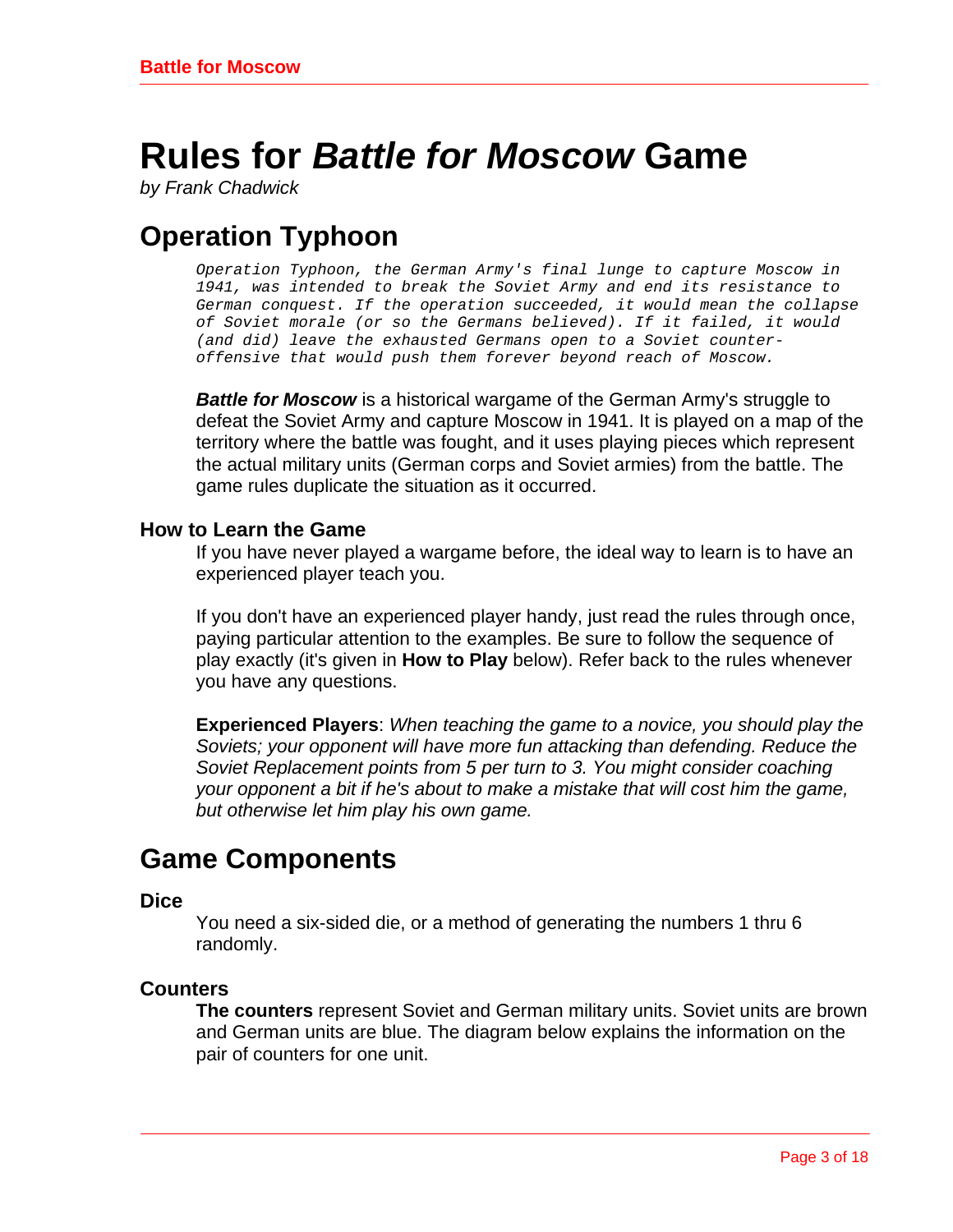# Rules for *Battle for Moscow* Game

*by Frank Chadwick*

## Operation Typhoon

*Operation Typhoon, the German Army's final lunge to capture Moscow in 1941, was intended to break the Soviet Army and end its resistance to German conquest. If the operation succeeded, it would mean the collapse of Soviet morale (or so the Germans believed). If it failed, it would (and did) leave the exhausted Germans open to a Soviet counter-offensive that would push them forever beyond reach of Moscow.*

***Battle for Moscow*** is a historical wargame of the German Army's struggle to defeat the Soviet Army and capture Moscow in 1941. It is played on a map of the territory where the battle was fought, and it uses playing pieces which represent the actual military units (German corps and Soviet armies) from the battle. The game rules duplicate the situation as it occurred.

### How to Learn the Game

If you have never played a wargame before, the ideal way to learn is to have an experienced player teach you.

If you don't have an experienced player handy, just read the rules through once, paying particular attention to the examples. Be sure to follow the sequence of play exactly (it's given in **How to Play** below). Refer back to the rules whenever you have any questions.

**Experienced Players**: *When teaching the game to a novice, you should play the Soviets; your opponent will have more fun attacking than defending. Reduce the Soviet Replacement points from 5 per turn to 3. You might consider coaching your opponent a bit if he's about to make a mistake that will cost him the game, but otherwise let him play his own game.*

## Game Components

### Dice

You need a six-sided die, or a method of generating the numbers 1 thru 6 randomly.

### Counters

**The counters** represent Soviet and German military units. Soviet units are brown and German units are blue. The diagram below explains the information on the pair of counters for one unit.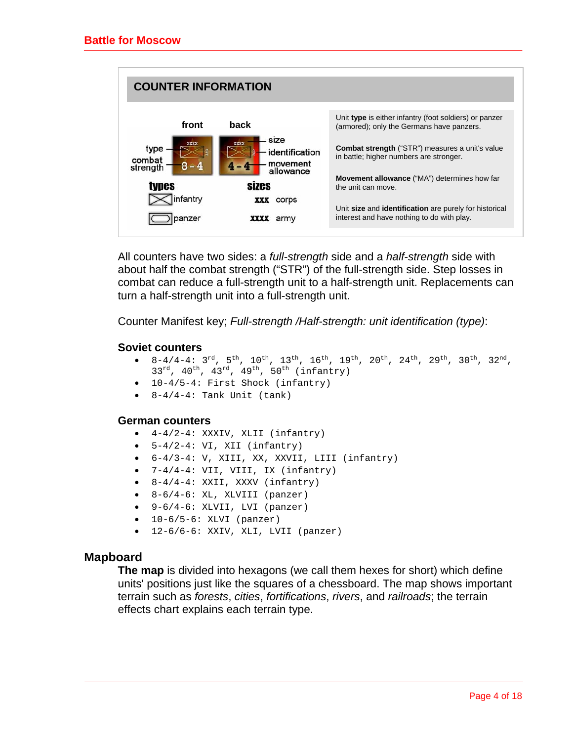## COUNTER INFORMATION

front back

type — combat strength — size — identification — movement allowance

**types**
infantry
panzer

**sizes**
XXX corps
XXXX army

Unit **type** is either infantry (foot soldiers) or panzer (armored); only the Germans have panzers.

**Combat strength** ("STR") measures a unit's value in battle; higher numbers are stronger.

**Movement allowance** ("MA") determines how far the unit can move.

Unit **size** and **identification** are purely for historical interest and have nothing to do with play.

All counters have two sides: a *full-strength* side and a *half-strength* side with about half the combat strength ("STR") of the full-strength side. Step losses in combat can reduce a full-strength unit to a half-strength unit. Replacements can turn a half-strength unit into a full-strength unit.

Counter Manifest key; *Full-strength /Half-strength: unit identification (type)*:

### Soviet counters

- 8-4/4-4: 3rd, 5th, 10th, 13th, 16th, 19th, 20th, 24th, 29th, 30th, 32nd, 33rd, 40th, 43rd, 49th, 50th (infantry)
- 10-4/5-4: First Shock (infantry)
- 8-4/4-4: Tank Unit (tank)

### German counters

- 4-4/2-4: XXXIV, XLII (infantry)
- 5-4/2-4: VI, XII (infantry)
- 6-4/3-4: V, XIII, XX, XXVII, LIII (infantry)
- 7-4/4-4: VII, VIII, IX (infantry)
- 8-4/4-4: XXII, XXXV (infantry)
- 8-6/4-6: XL, XLVIII (panzer)
- 9-6/4-6: XLVII, LVI (panzer)
- 10-6/5-6: XLVI (panzer)
- 12-6/6-6: XXIV, XLI, LVII (panzer)

## Mapboard

**The map** is divided into hexagons (we call them hexes for short) which define units' positions just like the squares of a chessboard. The map shows important terrain such as *forests*, *cities*, *fortifications*, *rivers*, and *railroads*; the terrain effects chart explains each terrain type.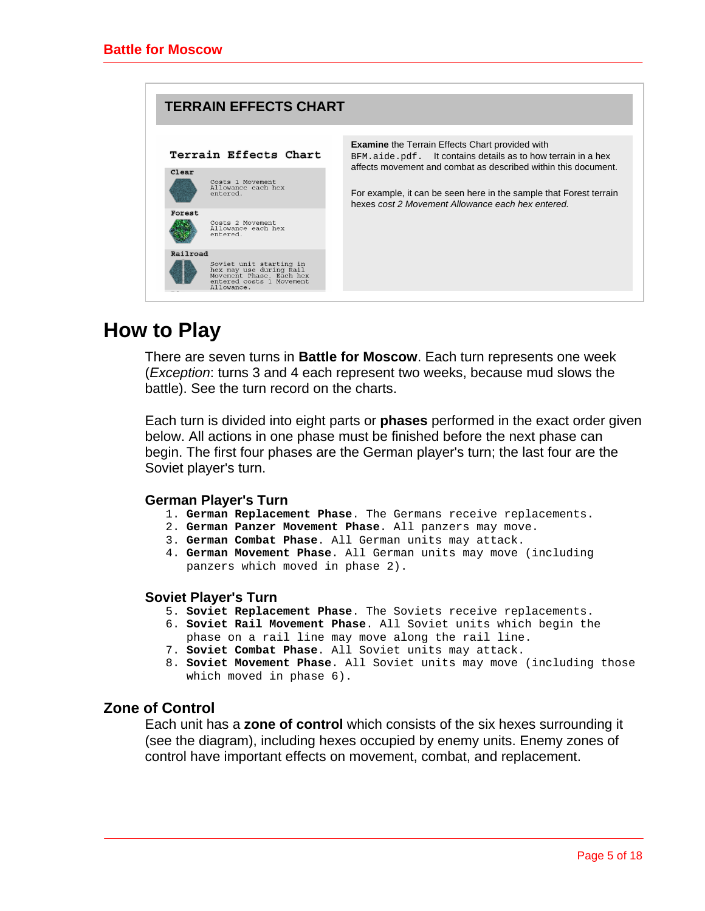## TERRAIN EFFECTS CHART

**Terrain Effects Chart**

**Clear**
Costs 1 Movement Allowance each hex entered.

**Forest**
Costs 2 Movement Allowance each hex entered.

**Railroad**
Soviet unit starting in hex may use during Rail Movement Phase. Each hex entered costs 1 Movement Allowance.

**Examine** the Terrain Effects Chart provided with `BFM.aide.pdf`. It contains details as to how terrain in a hex affects movement and combat as described within this document.

For example, it can be seen here in the sample that Forest terrain hexes *cost 2 Movement Allowance each hex entered.*

# How to Play

There are seven turns in **Battle for Moscow**. Each turn represents one week (*Exception*: turns 3 and 4 each represent two weeks, because mud slows the battle). See the turn record on the charts.

Each turn is divided into eight parts or **phases** performed in the exact order given below. All actions in one phase must be finished before the next phase can begin. The first four phases are the German player's turn; the last four are the Soviet player's turn.

### German Player's Turn

1. **German Replacement Phase**. The Germans receive replacements.
2. **German Panzer Movement Phase**. All panzers may move.
3. **German Combat Phase**. All German units may attack.
4. **German Movement Phase**. All German units may move (including panzers which moved in phase 2).

### Soviet Player's Turn

5. **Soviet Replacement Phase**. The Soviets receive replacements.
6. **Soviet Rail Movement Phase**. All Soviet units which begin the phase on a rail line may move along the rail line.
7. **Soviet Combat Phase**. All Soviet units may attack.
8. **Soviet Movement Phase**. All Soviet units may move (including those which moved in phase 6).

## Zone of Control

Each unit has a **zone of control** which consists of the six hexes surrounding it (see the diagram), including hexes occupied by enemy units. Enemy zones of control have important effects on movement, combat, and replacement.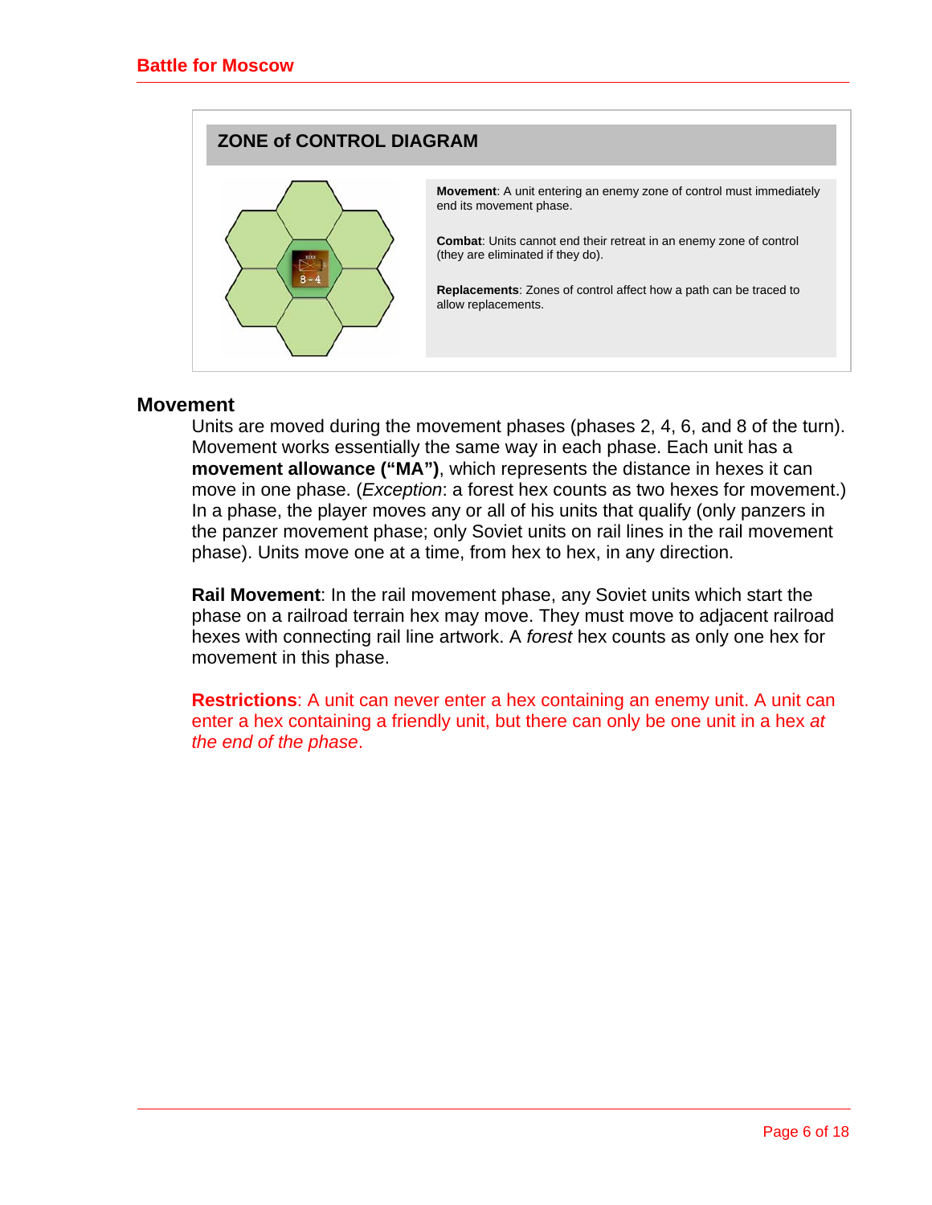## ZONE of CONTROL DIAGRAM

**Movement**: A unit entering an enemy zone of control must immediately end its movement phase.

**Combat**: Units cannot end their retreat in an enemy zone of control (they are eliminated if they do).

**Replacements**: Zones of control affect how a path can be traced to allow replacements.

## Movement

Units are moved during the movement phases (phases 2, 4, 6, and 8 of the turn). Movement works essentially the same way in each phase. Each unit has a **movement allowance (“MA”)**, which represents the distance in hexes it can move in one phase. (*Exception*: a forest hex counts as two hexes for movement.) In a phase, the player moves any or all of his units that qualify (only panzers in the panzer movement phase; only Soviet units on rail lines in the rail movement phase). Units move one at a time, from hex to hex, in any direction.

**Rail Movement**: In the rail movement phase, any Soviet units which start the phase on a railroad terrain hex may move. They must move to adjacent railroad hexes with connecting rail line artwork. A *forest* hex counts as only one hex for movement in this phase.

**Restrictions**: A unit can never enter a hex containing an enemy unit. A unit can enter a hex containing a friendly unit, but there can only be one unit in a hex *at the end of the phase*.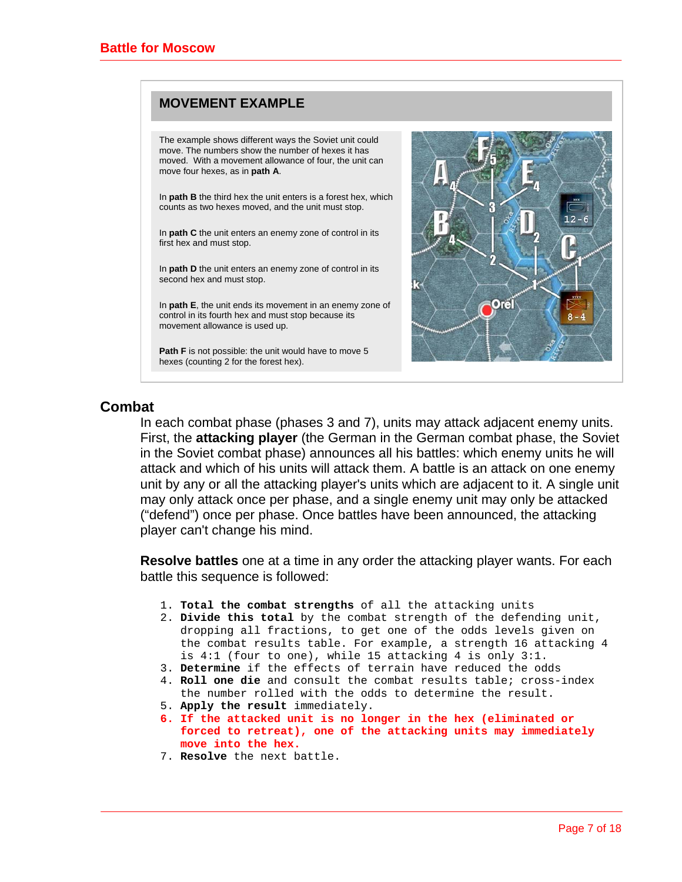## MOVEMENT EXAMPLE

The example shows different ways the Soviet unit could move. The numbers show the number of hexes it has moved. With a movement allowance of four, the unit can move four hexes, as in **path A**.

In **path B** the third hex the unit enters is a forest hex, which counts as two hexes moved, and the unit must stop.

In **path C** the unit enters an enemy zone of control in its first hex and must stop.

In **path D** the unit enters an enemy zone of control in its second hex and must stop.

In **path E**, the unit ends its movement in an enemy zone of control in its fourth hex and must stop because its movement allowance is used up.

**Path F** is not possible: the unit would have to move 5 hexes (counting 2 for the forest hex).

## Combat

In each combat phase (phases 3 and 7), units may attack adjacent enemy units. First, the **attacking player** (the German in the German combat phase, the Soviet in the Soviet combat phase) announces all his battles: which enemy units he will attack and which of his units will attack them. A battle is an attack on one enemy unit by any or all the attacking player's units which are adjacent to it. A single unit may only attack once per phase, and a single enemy unit may only be attacked ("defend") once per phase. Once battles have been announced, the attacking player can't change his mind.

**Resolve battles** one at a time in any order the attacking player wants. For each battle this sequence is followed:

1. **Total the combat strengths** of all the attacking units
2. **Divide this total** by the combat strength of the defending unit, dropping all fractions, to get one of the odds levels given on the combat results table. For example, a strength 16 attacking 4 is 4:1 (four to one), while 15 attacking 4 is only 3:1.
3. **Determine** if the effects of terrain have reduced the odds
4. **Roll one die** and consult the combat results table; cross-index the number rolled with the odds to determine the result.
5. **Apply the result** immediately.
6. **If the attacked unit is no longer in the hex (eliminated or forced to retreat), one of the attacking units may immediately move into the hex.**
7. **Resolve** the next battle.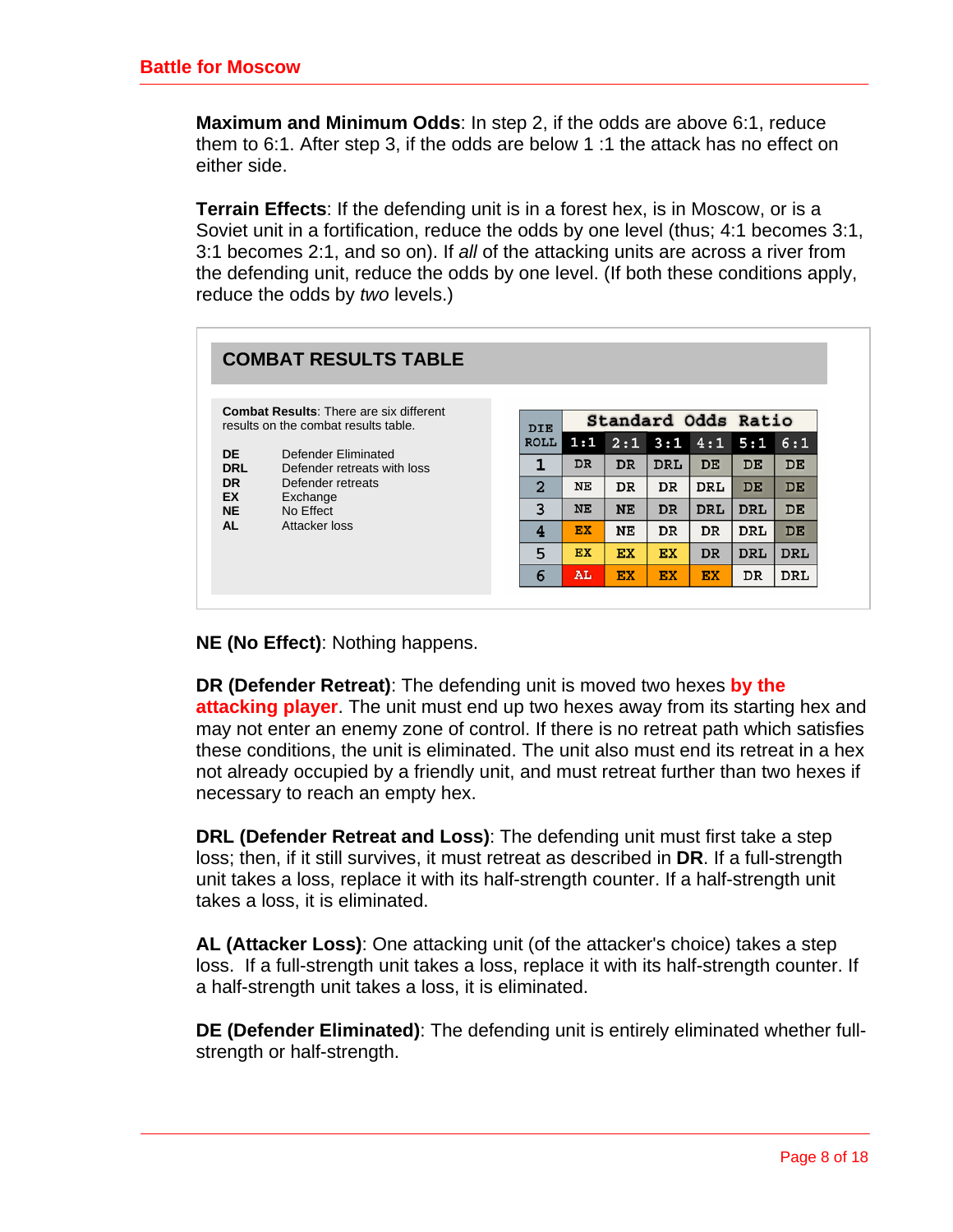**Maximum and Minimum Odds**: In step 2, if the odds are above 6:1, reduce them to 6:1. After step 3, if the odds are below 1 :1 the attack has no effect on either side.

**Terrain Effects**: If the defending unit is in a forest hex, is in Moscow, or is a Soviet unit in a fortification, reduce the odds by one level (thus; 4:1 becomes 3:1, 3:1 becomes 2:1, and so on). If *all* of the attacking units are across a river from the defending unit, reduce the odds by one level. (If both these conditions apply, reduce the odds by *two* levels.)

## COMBAT RESULTS TABLE

**Combat Results**: There are six different results on the combat results table.

| | |
|---|---|
| **DE** | Defender Eliminated |
| **DRL** | Defender retreats with loss |
| **DR** | Defender retreats |
| **EX** | Exchange |
| **NE** | No Effect |
| **AL** | Attacker loss |

| DIE ROLL | Standard Odds Ratio | | | | | |
|---|---|---|---|---|---|---|
| | 1:1 | 2:1 | 3:1 | 4:1 | 5:1 | 6:1 |
| 1 | DR | DR | DRL | DE | DE | DE |
| 2 | NE | DR | DR | DRL | DE | DE |
| 3 | NE | NE | DR | DRL | DRL | DE |
| 4 | EX | NE | DR | DR | DRL | DE |
| 5 | EX | EX | EX | DR | DRL | DRL |
| 6 | AL | EX | EX | EX | DR | DRL |

**NE (No Effect)**: Nothing happens.

**DR (Defender Retreat)**: The defending unit is moved two hexes **by the attacking player**. The unit must end up two hexes away from its starting hex and may not enter an enemy zone of control. If there is no retreat path which satisfies these conditions, the unit is eliminated. The unit also must end its retreat in a hex not already occupied by a friendly unit, and must retreat further than two hexes if necessary to reach an empty hex.

**DRL (Defender Retreat and Loss)**: The defending unit must first take a step loss; then, if it still survives, it must retreat as described in **DR**. If a full-strength unit takes a loss, replace it with its half-strength counter. If a half-strength unit takes a loss, it is eliminated.

**AL (Attacker Loss)**: One attacking unit (of the attacker's choice) takes a step loss. If a full-strength unit takes a loss, replace it with its half-strength counter. If a half-strength unit takes a loss, it is eliminated.

**DE (Defender Eliminated)**: The defending unit is entirely eliminated whether full-strength or half-strength.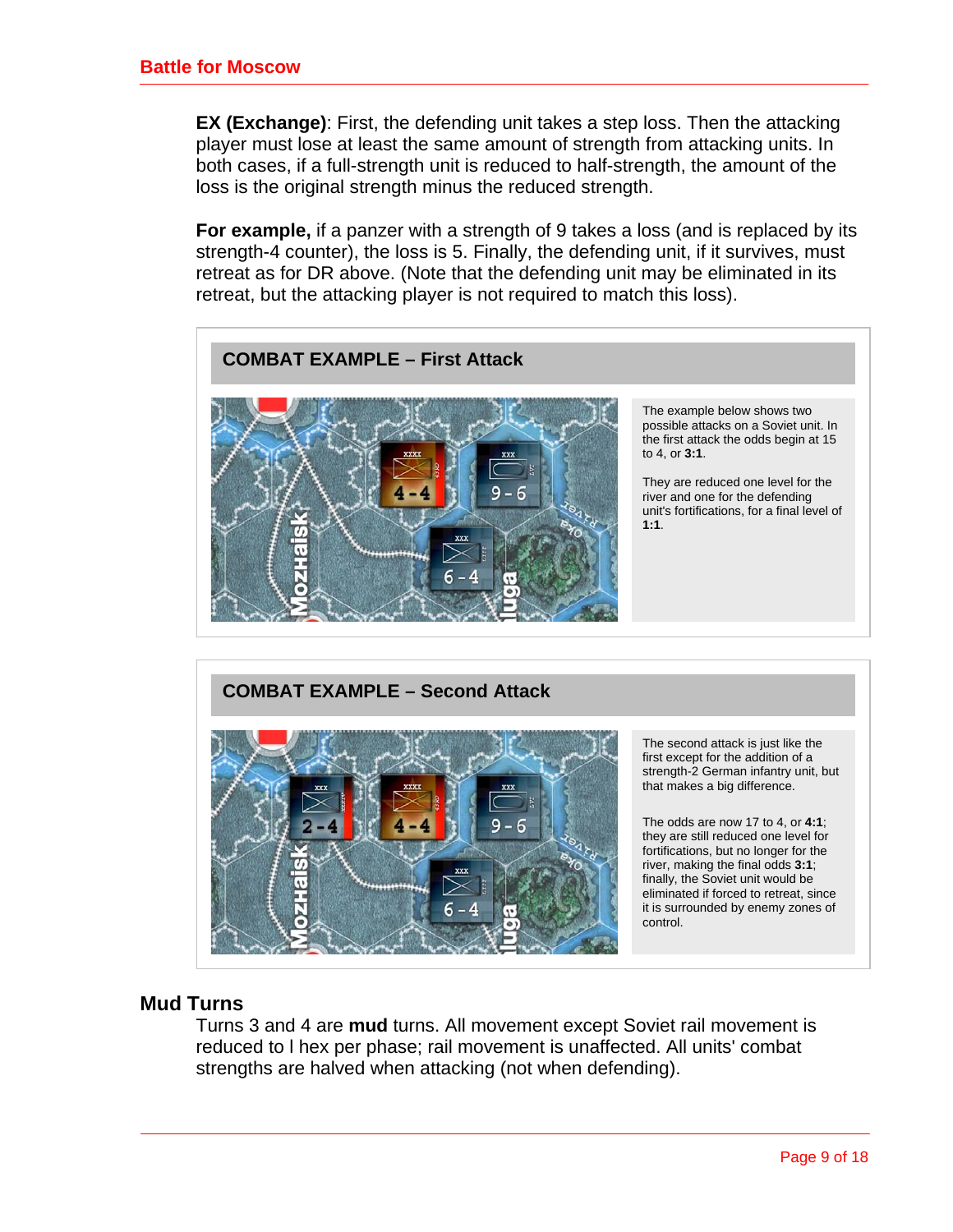**EX (Exchange)**: First, the defending unit takes a step loss. Then the attacking player must lose at least the same amount of strength from attacking units. In both cases, if a full-strength unit is reduced to half-strength, the amount of the loss is the original strength minus the reduced strength.

**For example,** if a panzer with a strength of 9 takes a loss (and is replaced by its strength-4 counter), the loss is 5. Finally, the defending unit, if it survives, must retreat as for DR above. (Note that the defending unit may be eliminated in its retreat, but the attacking player is not required to match this loss).

### COMBAT EXAMPLE – First Attack

The example below shows two possible attacks on a Soviet unit. In the first attack the odds begin at 15 to 4, or **3:1**.

They are reduced one level for the river and one for the defending unit's fortifications, for a final level of **1:1**.

### COMBAT EXAMPLE – Second Attack

The second attack is just like the first except for the addition of a strength-2 German infantry unit, but that makes a big difference.

The odds are now 17 to 4, or **4:1**; they are still reduced one level for fortifications, but no longer for the river, making the final odds **3:1**; finally, the Soviet unit would be eliminated if forced to retreat, since it is surrounded by enemy zones of control.

## Mud Turns

Turns 3 and 4 are **mud** turns. All movement except Soviet rail movement is reduced to l hex per phase; rail movement is unaffected. All units' combat strengths are halved when attacking (not when defending).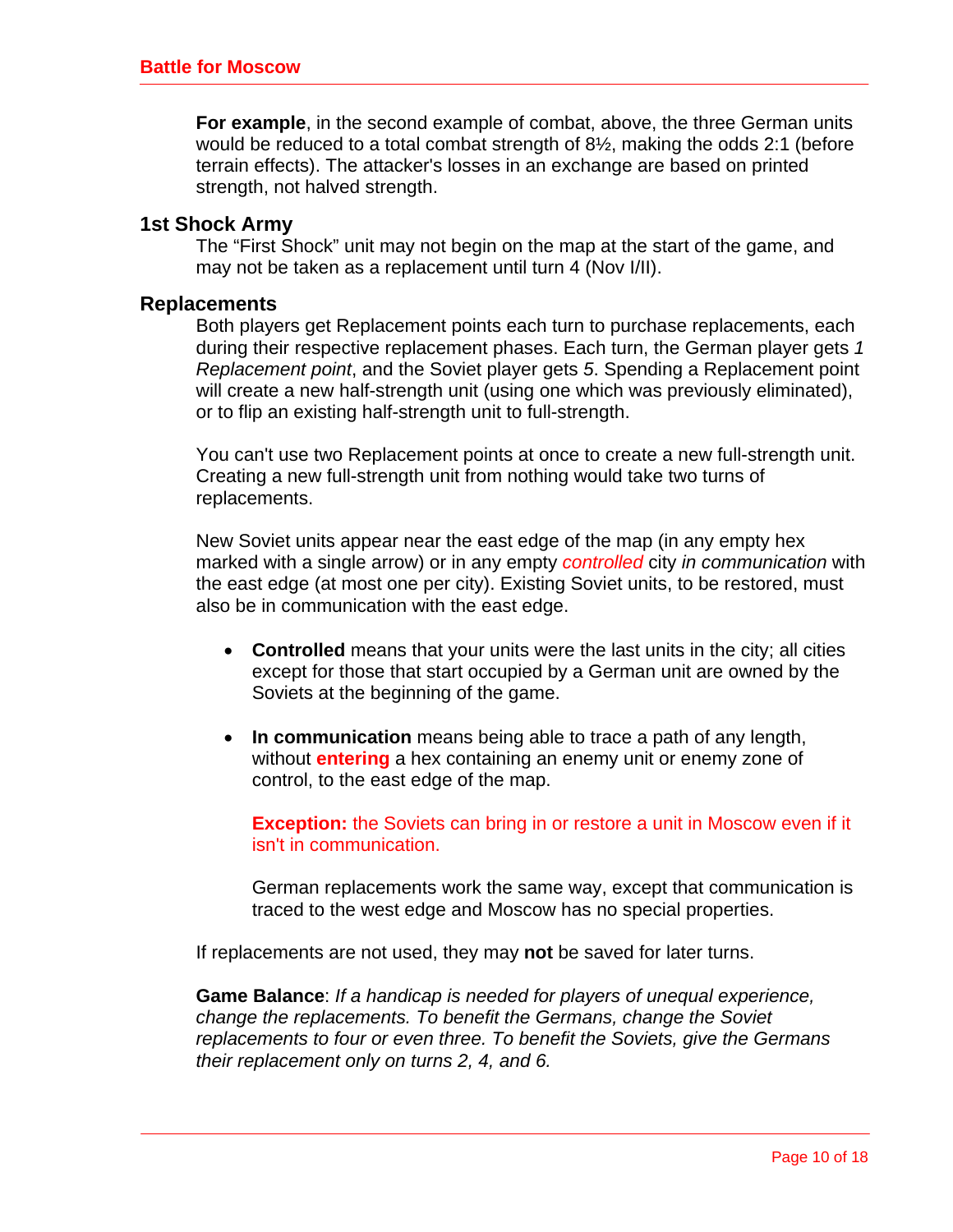**For example**, in the second example of combat, above, the three German units would be reduced to a total combat strength of 8½, making the odds 2:1 (before terrain effects). The attacker's losses in an exchange are based on printed strength, not halved strength.

### 1st Shock Army

The “First Shock” unit may not begin on the map at the start of the game, and may not be taken as a replacement until turn 4 (Nov I/II).

### Replacements

Both players get Replacement points each turn to purchase replacements, each during their respective replacement phases. Each turn, the German player gets *1 Replacement point*, and the Soviet player gets *5*. Spending a Replacement point will create a new half-strength unit (using one which was previously eliminated), or to flip an existing half-strength unit to full-strength.

You can't use two Replacement points at once to create a new full-strength unit. Creating a new full-strength unit from nothing would take two turns of replacements.

New Soviet units appear near the east edge of the map (in any empty hex marked with a single arrow) or in any empty *controlled* city *in communication* with the east edge (at most one per city). Existing Soviet units, to be restored, must also be in communication with the east edge.

- **Controlled** means that your units were the last units in the city; all cities except for those that start occupied by a German unit are owned by the Soviets at the beginning of the game.
- **In communication** means being able to trace a path of any length, without **entering** a hex containing an enemy unit or enemy zone of control, to the east edge of the map.

  **Exception:** the Soviets can bring in or restore a unit in Moscow even if it isn't in communication.

  German replacements work the same way, except that communication is traced to the west edge and Moscow has no special properties.

If replacements are not used, they may **not** be saved for later turns.

**Game Balance**: *If a handicap is needed for players of unequal experience, change the replacements. To benefit the Germans, change the Soviet replacements to four or even three. To benefit the Soviets, give the Germans their replacement only on turns 2, 4, and 6.*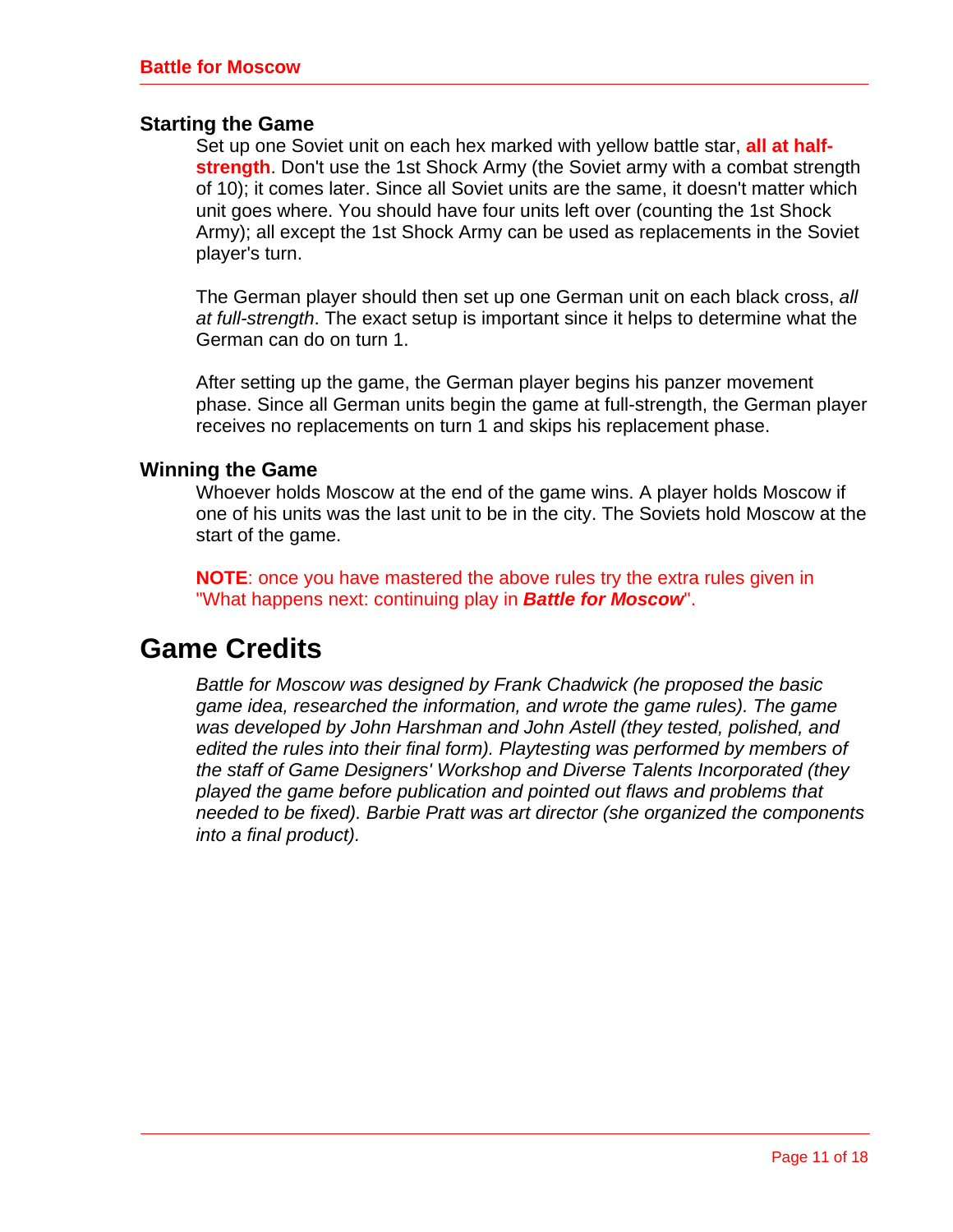### Starting the Game

Set up one Soviet unit on each hex marked with yellow battle star, **all at half-strength**. Don't use the 1st Shock Army (the Soviet army with a combat strength of 10); it comes later. Since all Soviet units are the same, it doesn't matter which unit goes where. You should have four units left over (counting the 1st Shock Army); all except the 1st Shock Army can be used as replacements in the Soviet player's turn.

The German player should then set up one German unit on each black cross, *all at full-strength*. The exact setup is important since it helps to determine what the German can do on turn 1.

After setting up the game, the German player begins his panzer movement phase. Since all German units begin the game at full-strength, the German player receives no replacements on turn 1 and skips his replacement phase.

### Winning the Game

Whoever holds Moscow at the end of the game wins. A player holds Moscow if one of his units was the last unit to be in the city. The Soviets hold Moscow at the start of the game.

**NOTE**: once you have mastered the above rules try the extra rules given in "What happens next: continuing play in ***Battle for Moscow***".

## Game Credits

*Battle for Moscow was designed by Frank Chadwick (he proposed the basic game idea, researched the information, and wrote the game rules). The game was developed by John Harshman and John Astell (they tested, polished, and edited the rules into their final form). Playtesting was performed by members of the staff of Game Designers' Workshop and Diverse Talents Incorporated (they played the game before publication and pointed out flaws and problems that needed to be fixed). Barbie Pratt was art director (she organized the components into a final product).*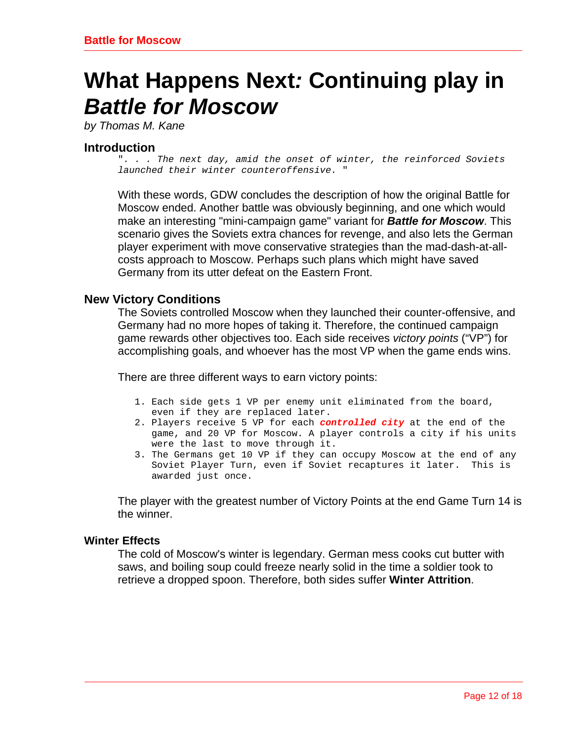# What Happens Next: Continuing play in *Battle for Moscow*

*by Thomas M. Kane*

## Introduction

*". . . The next day, amid the onset of winter, the reinforced Soviets launched their winter counteroffensive. "*

With these words, GDW concludes the description of how the original Battle for Moscow ended. Another battle was obviously beginning, and one which would make an interesting "mini-campaign game" variant for ***Battle for Moscow***. This scenario gives the Soviets extra chances for revenge, and also lets the German player experiment with move conservative strategies than the mad-dash-at-all-costs approach to Moscow. Perhaps such plans which might have saved Germany from its utter defeat on the Eastern Front.

## New Victory Conditions

The Soviets controlled Moscow when they launched their counter-offensive, and Germany had no more hopes of taking it. Therefore, the continued campaign game rewards other objectives too. Each side receives *victory points* ("VP") for accomplishing goals, and whoever has the most VP when the game ends wins.

There are three different ways to earn victory points:

1. Each side gets 1 VP per enemy unit eliminated from the board, even if they are replaced later.
2. Players receive 5 VP for each ***controlled city*** at the end of the game, and 20 VP for Moscow. A player controls a city if his units were the last to move through it.
3. The Germans get 10 VP if they can occupy Moscow at the end of any Soviet Player Turn, even if Soviet recaptures it later. This is awarded just once.

The player with the greatest number of Victory Points at the end Game Turn 14 is the winner.

## Winter Effects

The cold of Moscow's winter is legendary. German mess cooks cut butter with saws, and boiling soup could freeze nearly solid in the time a soldier took to retrieve a dropped spoon. Therefore, both sides suffer **Winter Attrition**.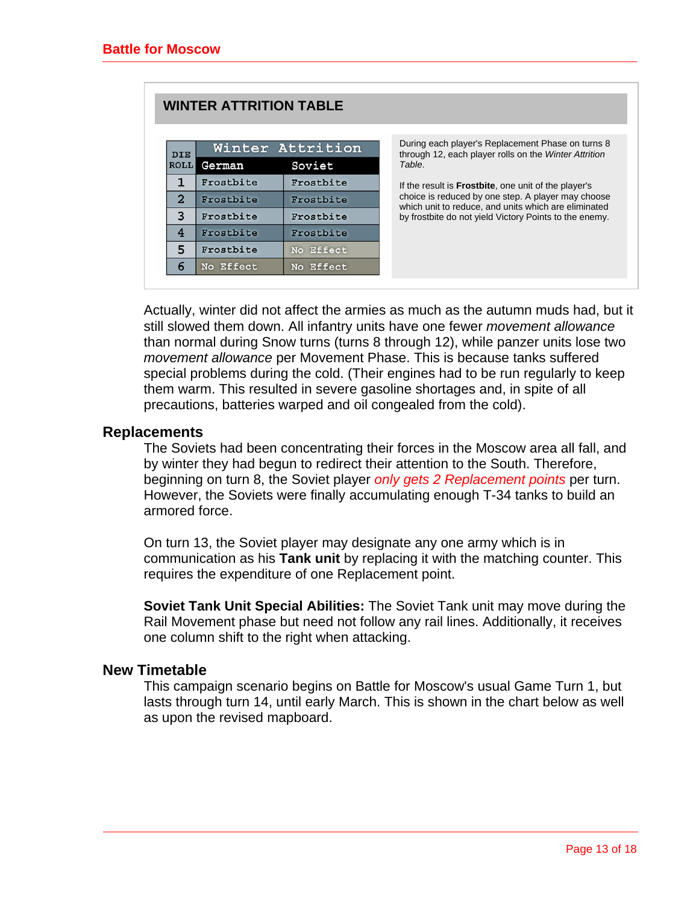## WINTER ATTRITION TABLE

| DIE ROLL | Winter Attrition | |
|---|---|---|
| | German | Soviet |
| 1 | Frostbite | Frostbite |
| 2 | Frostbite | Frostbite |
| 3 | Frostbite | Frostbite |
| 4 | Frostbite | Frostbite |
| 5 | Frostbite | No Effect |
| 6 | No Effect | No Effect |

During each player's Replacement Phase on turns 8 through 12, each player rolls on the *Winter Attrition Table*.

If the result is **Frostbite**, one unit of the player's choice is reduced by one step. A player may choose which unit to reduce, and units which are eliminated by frostbite do not yield Victory Points to the enemy.

Actually, winter did not affect the armies as much as the autumn muds had, but it still slowed them down. All infantry units have one fewer *movement allowance* than normal during Snow turns (turns 8 through 12), while panzer units lose two *movement allowance* per Movement Phase. This is because tanks suffered special problems during the cold. (Their engines had to be run regularly to keep them warm. This resulted in severe gasoline shortages and, in spite of all precautions, batteries warped and oil congealed from the cold).

## Replacements

The Soviets had been concentrating their forces in the Moscow area all fall, and by winter they had begun to redirect their attention to the South. Therefore, beginning on turn 8, the Soviet player *only gets 2 Replacement points* per turn. However, the Soviets were finally accumulating enough T-34 tanks to build an armored force.

On turn 13, the Soviet player may designate any one army which is in communication as his **Tank unit** by replacing it with the matching counter. This requires the expenditure of one Replacement point.

**Soviet Tank Unit Special Abilities:** The Soviet Tank unit may move during the Rail Movement phase but need not follow any rail lines. Additionally, it receives one column shift to the right when attacking.

## New Timetable

This campaign scenario begins on Battle for Moscow's usual Game Turn 1, but lasts through turn 14, until early March. This is shown in the chart below as well as upon the revised mapboard.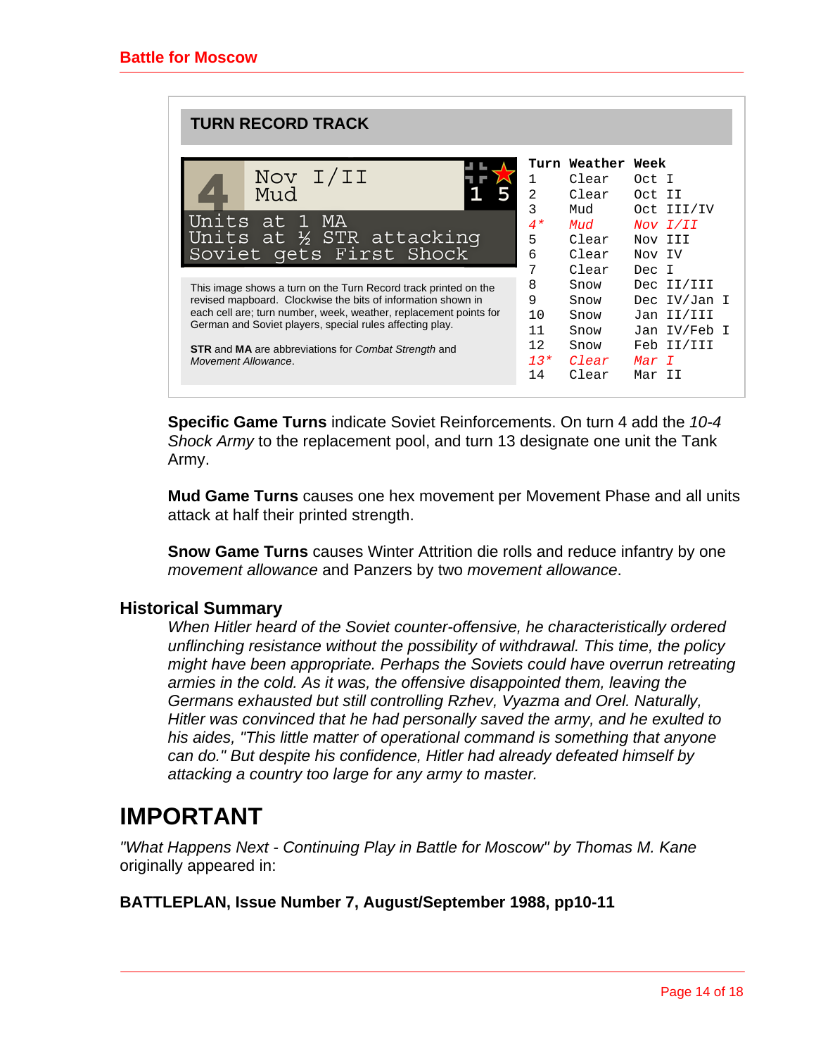## TURN RECORD TRACK

4 Nov I/II Mud 1 5
Units at 1 MA
Units at ½ STR attacking
Soviet gets First Shock

This image shows a turn on the Turn Record track printed on the revised mapboard. Clockwise the bits of information shown in each cell are; turn number, week, weather, replacement points for German and Soviet players, special rules affecting play.

**STR** and **MA** are abbreviations for *Combat Strength* and *Movement Allowance*.

| Turn | Weather | Week |
|---|---|---|
| 1 | Clear | Oct I |
| 2 | Clear | Oct II |
| 3 | Mud | Oct III/IV |
| *4** | *Mud* | *Nov I/II* |
| 5 | Clear | Nov III |
| 6 | Clear | Nov IV |
| 7 | Clear | Dec I |
| 8 | Snow | Dec II/III |
| 9 | Snow | Dec IV/Jan I |
| 10 | Snow | Jan II/III |
| 11 | Snow | Jan IV/Feb I |
| 12 | Snow | Feb II/III |
| *13** | *Clear* | *Mar I* |
| 14 | Clear | Mar II |

**Specific Game Turns** indicate Soviet Reinforcements. On turn 4 add the *10-4 Shock Army* to the replacement pool, and turn 13 designate one unit the Tank Army.

**Mud Game Turns** causes one hex movement per Movement Phase and all units attack at half their printed strength.

**Snow Game Turns** causes Winter Attrition die rolls and reduce infantry by one *movement allowance* and Panzers by two *movement allowance*.

### Historical Summary

*When Hitler heard of the Soviet counter-offensive, he characteristically ordered unflinching resistance without the possibility of withdrawal. This time, the policy might have been appropriate. Perhaps the Soviets could have overrun retreating armies in the cold. As it was, the offensive disappointed them, leaving the Germans exhausted but still controlling Rzhev, Vyazma and Orel. Naturally, Hitler was convinced that he had personally saved the army, and he exulted to his aides, "This little matter of operational command is something that anyone can do." But despite his confidence, Hitler had already defeated himself by attacking a country too large for any army to master.*

# IMPORTANT

*"What Happens Next - Continuing Play in Battle for Moscow" by Thomas M. Kane* originally appeared in:

**BATTLEPLAN, Issue Number 7, August/September 1988, pp10-11**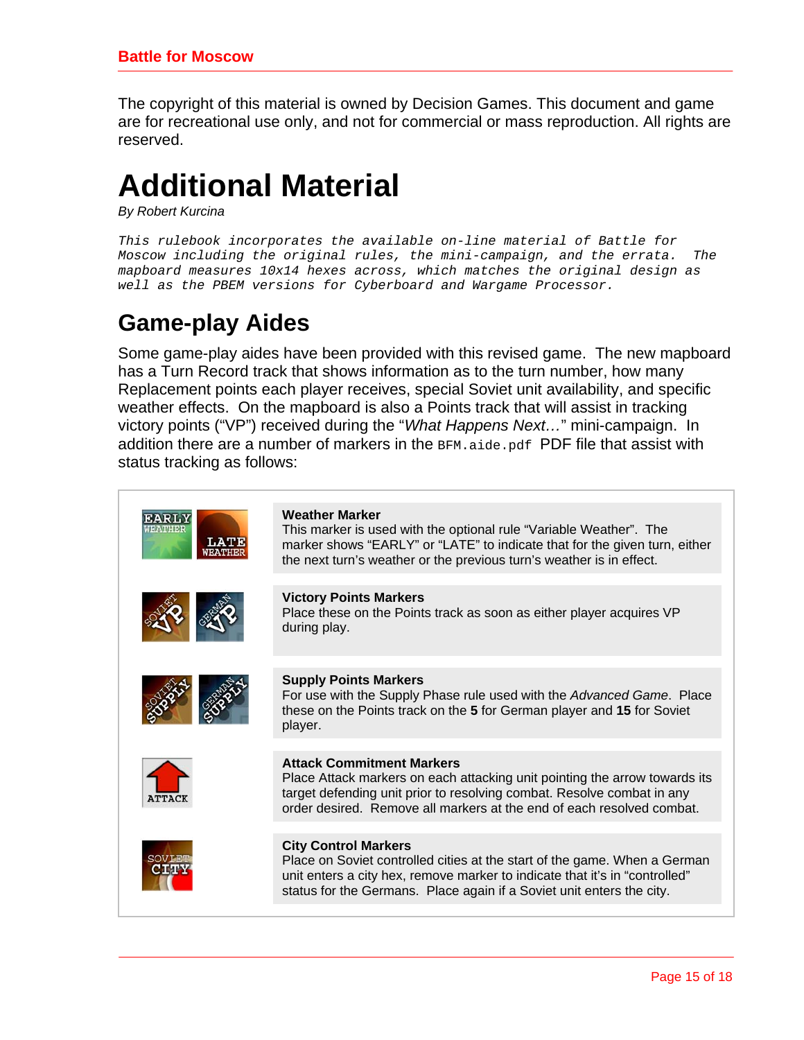The copyright of this material is owned by Decision Games. This document and game are for recreational use only, and not for commercial or mass reproduction. All rights are reserved.

# Additional Material

*By Robert Kurcina*

*This rulebook incorporates the available on-line material of Battle for Moscow including the original rules, the mini-campaign, and the errata. The mapboard measures 10x14 hexes across, which matches the original design as well as the PBEM versions for Cyberboard and Wargame Processor.*

## Game-play Aides

Some game-play aides have been provided with this revised game. The new mapboard has a Turn Record track that shows information as to the turn number, how many Replacement points each player receives, special Soviet unit availability, and specific weather effects. On the mapboard is also a Points track that will assist in tracking victory points ("VP") received during the "*What Happens Next…*" mini-campaign. In addition there are a number of markers in the `BFM.aide.pdf` PDF file that assist with status tracking as follows:

| Marker | Description |
|---|---|
| EARLY WEATHER / LATE WEATHER | **Weather Marker**<br>This marker is used with the optional rule "Variable Weather". The marker shows "EARLY" or "LATE" to indicate that for the given turn, either the next turn's weather or the previous turn's weather is in effect. |
| SOVIET VP / GERMAN VP | **Victory Points Markers**<br>Place these on the Points track as soon as either player acquires VP during play. |
| SOVIET SUPPLY / GERMAN SUPPLY | **Supply Points Markers**<br>For use with the Supply Phase rule used with the *Advanced Game*. Place these on the Points track on the **5** for German player and **15** for Soviet player. |
| ATTACK | **Attack Commitment Markers**<br>Place Attack markers on each attacking unit pointing the arrow towards its target defending unit prior to resolving combat. Resolve combat in any order desired. Remove all markers at the end of each resolved combat. |
| SOVIET CITY | **City Control Markers**<br>Place on Soviet controlled cities at the start of the game. When a German unit enters a city hex, remove marker to indicate that it's in "controlled" status for the Germans. Place again if a Soviet unit enters the city. |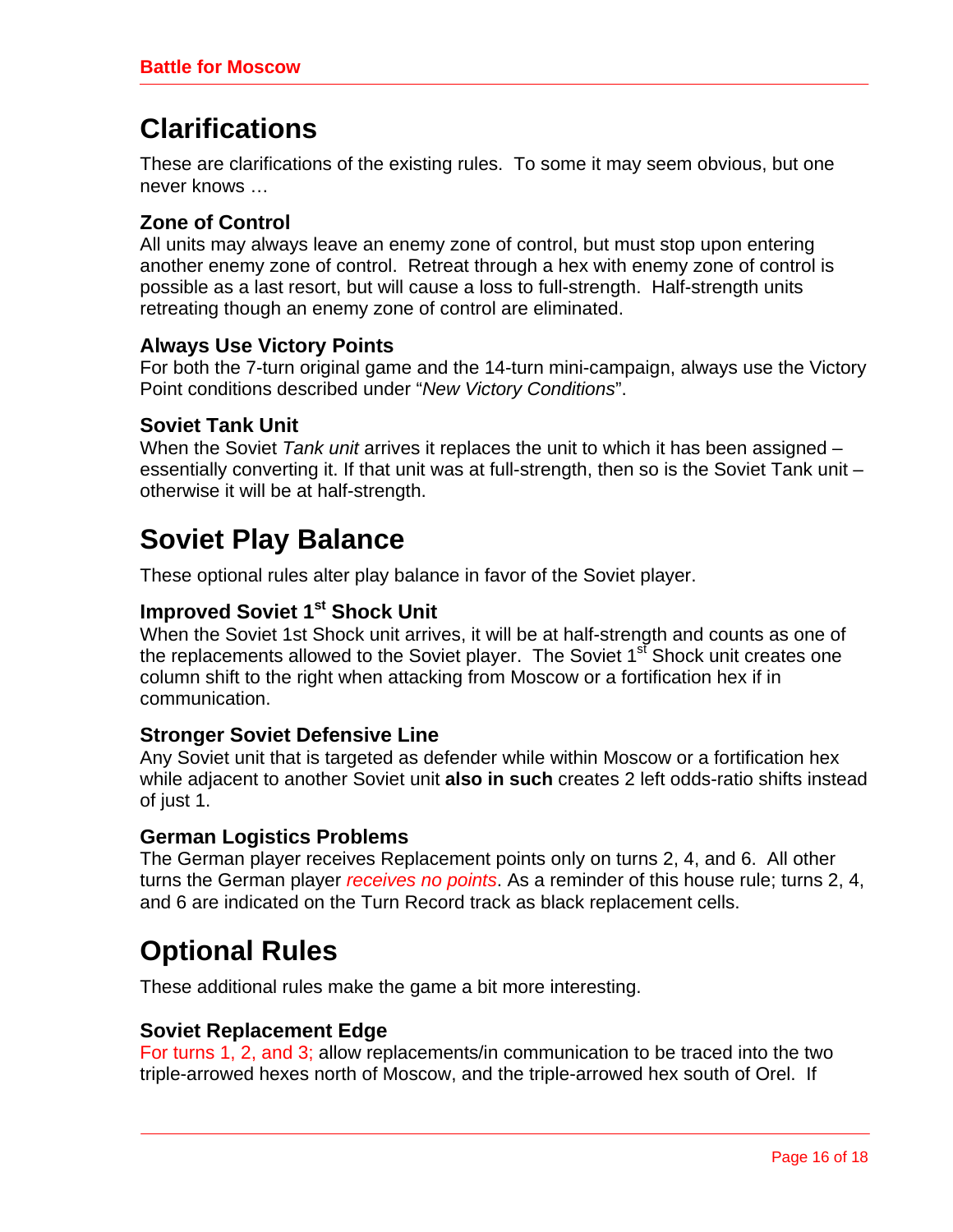# Clarifications

These are clarifications of the existing rules. To some it may seem obvious, but one never knows …

### Zone of Control

All units may always leave an enemy zone of control, but must stop upon entering another enemy zone of control. Retreat through a hex with enemy zone of control is possible as a last resort, but will cause a loss to full-strength. Half-strength units retreating though an enemy zone of control are eliminated.

### Always Use Victory Points

For both the 7-turn original game and the 14-turn mini-campaign, always use the Victory Point conditions described under "*New Victory Conditions*".

### Soviet Tank Unit

When the Soviet *Tank unit* arrives it replaces the unit to which it has been assigned – essentially converting it. If that unit was at full-strength, then so is the Soviet Tank unit – otherwise it will be at half-strength.

# Soviet Play Balance

These optional rules alter play balance in favor of the Soviet player.

### Improved Soviet 1st Shock Unit

When the Soviet 1st Shock unit arrives, it will be at half-strength and counts as one of the replacements allowed to the Soviet player. The Soviet 1st Shock unit creates one column shift to the right when attacking from Moscow or a fortification hex if in communication.

### Stronger Soviet Defensive Line

Any Soviet unit that is targeted as defender while within Moscow or a fortification hex while adjacent to another Soviet unit **also in such** creates 2 left odds-ratio shifts instead of just 1.

### German Logistics Problems

The German player receives Replacement points only on turns 2, 4, and 6. All other turns the German player *receives no points*. As a reminder of this house rule; turns 2, 4, and 6 are indicated on the Turn Record track as black replacement cells.

# Optional Rules

These additional rules make the game a bit more interesting.

### Soviet Replacement Edge

For turns 1, 2, and 3; allow replacements/in communication to be traced into the two triple-arrowed hexes north of Moscow, and the triple-arrowed hex south of Orel. If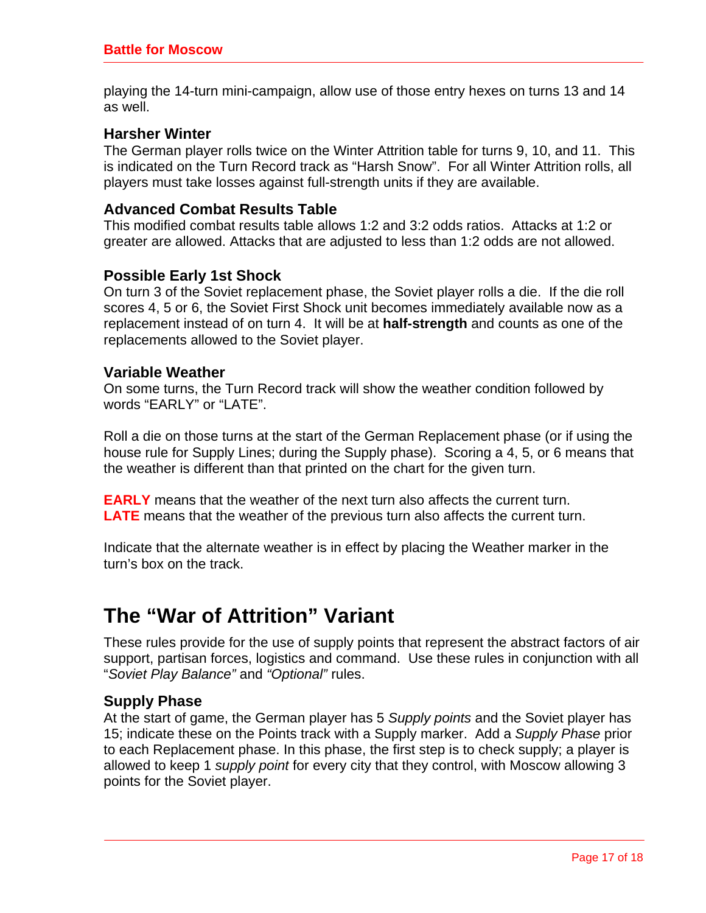playing the 14-turn mini-campaign, allow use of those entry hexes on turns 13 and 14 as well.

### Harsher Winter

The German player rolls twice on the Winter Attrition table for turns 9, 10, and 11. This is indicated on the Turn Record track as "Harsh Snow". For all Winter Attrition rolls, all players must take losses against full-strength units if they are available.

### Advanced Combat Results Table

This modified combat results table allows 1:2 and 3:2 odds ratios. Attacks at 1:2 or greater are allowed. Attacks that are adjusted to less than 1:2 odds are not allowed.

### Possible Early 1st Shock

On turn 3 of the Soviet replacement phase, the Soviet player rolls a die. If the die roll scores 4, 5 or 6, the Soviet First Shock unit becomes immediately available now as a replacement instead of on turn 4. It will be at **half-strength** and counts as one of the replacements allowed to the Soviet player.

### Variable Weather

On some turns, the Turn Record track will show the weather condition followed by words "EARLY" or "LATE".

Roll a die on those turns at the start of the German Replacement phase (or if using the house rule for Supply Lines; during the Supply phase). Scoring a 4, 5, or 6 means that the weather is different than that printed on the chart for the given turn.

**EARLY** means that the weather of the next turn also affects the current turn.
**LATE** means that the weather of the previous turn also affects the current turn.

Indicate that the alternate weather is in effect by placing the Weather marker in the turn's box on the track.

## The "War of Attrition" Variant

These rules provide for the use of supply points that represent the abstract factors of air support, partisan forces, logistics and command. Use these rules in conjunction with all "*Soviet Play Balance"* and *"Optional"* rules.

### Supply Phase

At the start of game, the German player has 5 *Supply points* and the Soviet player has 15; indicate these on the Points track with a Supply marker. Add a *Supply Phase* prior to each Replacement phase. In this phase, the first step is to check supply; a player is allowed to keep 1 *supply point* for every city that they control, with Moscow allowing 3 points for the Soviet player.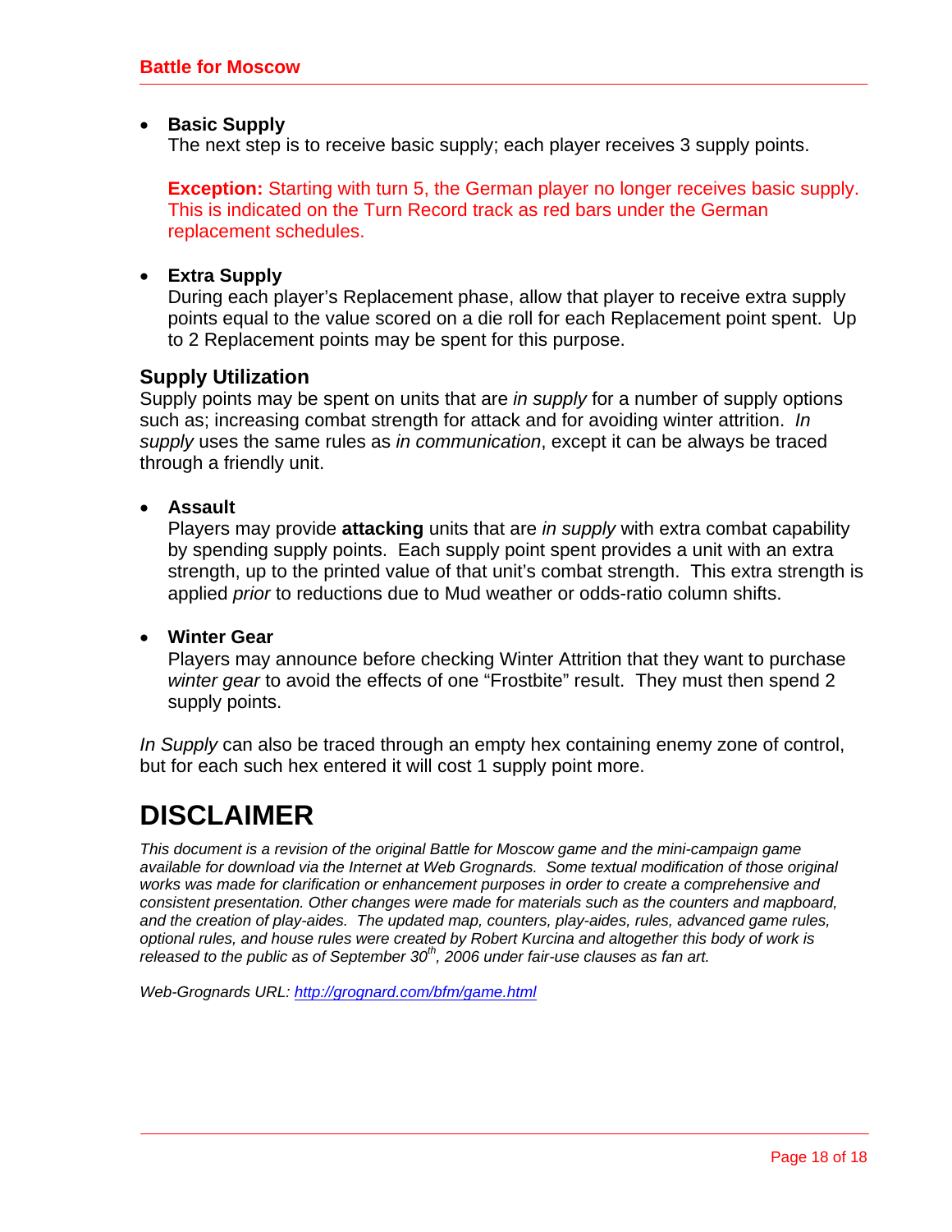- **Basic Supply**
  The next step is to receive basic supply; each player receives 3 supply points.

  **Exception:** Starting with turn 5, the German player no longer receives basic supply. This is indicated on the Turn Record track as red bars under the German replacement schedules.

- **Extra Supply**
  During each player's Replacement phase, allow that player to receive extra supply points equal to the value scored on a die roll for each Replacement point spent. Up to 2 Replacement points may be spent for this purpose.

### Supply Utilization

Supply points may be spent on units that are *in supply* for a number of supply options such as; increasing combat strength for attack and for avoiding winter attrition. *In supply* uses the same rules as *in communication*, except it can be always be traced through a friendly unit.

- **Assault**
  Players may provide **attacking** units that are *in supply* with extra combat capability by spending supply points. Each supply point spent provides a unit with an extra strength, up to the printed value of that unit's combat strength. This extra strength is applied *prior* to reductions due to Mud weather or odds-ratio column shifts.

- **Winter Gear**
  Players may announce before checking Winter Attrition that they want to purchase *winter gear* to avoid the effects of one "Frostbite" result. They must then spend 2 supply points.

*In Supply* can also be traced through an empty hex containing enemy zone of control, but for each such hex entered it will cost 1 supply point more.

# DISCLAIMER

*This document is a revision of the original Battle for Moscow game and the mini-campaign game available for download via the Internet at Web Grognards. Some textual modification of those original works was made for clarification or enhancement purposes in order to create a comprehensive and consistent presentation. Other changes were made for materials such as the counters and mapboard, and the creation of play-aides. The updated map, counters, play-aides, rules, advanced game rules, optional rules, and house rules were created by Robert Kurcina and altogether this body of work is released to the public as of September 30th, 2006 under fair-use clauses as fan art.*

*Web-Grognards URL:* [http://grognard.com/bfm/game.html](http://grognard.com/bfm/game.html)